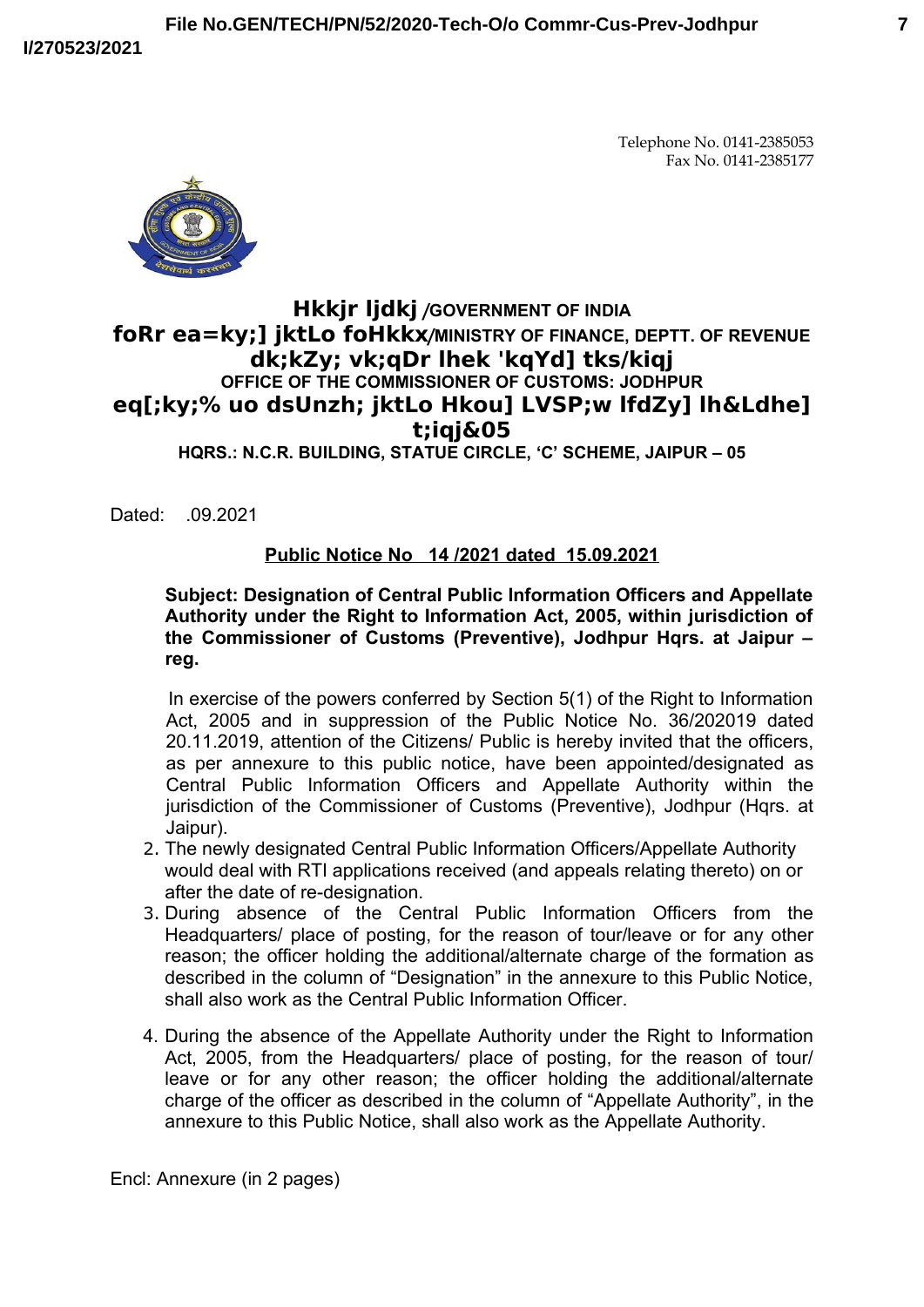Telephone No. 0141-2385053
Fax No. 0141-2385177

**Hkkjr ljdkj /GOVERNMENT OF INDIA**
**foRr ea=ky;] jktLo foHkkx/MINISTRY OF FINANCE, DEPTT. OF REVENUE**
**dk;kZy; vk;qDr lhek 'kqYd] tks/kiqj**
**OFFICE OF THE COMMISSIONER OF CUSTOMS: JODHPUR**
**eq[;ky;% uo dsUnzh; jktLo Hkou] LVSP;w lfdZy] lh&Ldhe] t;iqj&05**
**HQRS.: N.C.R. BUILDING, STATUE CIRCLE, 'C' SCHEME, JAIPUR – 05**

Dated: .09.2021

**Public Notice No 14 /2021 dated 15.09.2021**

**Subject: Designation of Central Public Information Officers and Appellate Authority under the Right to Information Act, 2005, within jurisdiction of the Commissioner of Customs (Preventive), Jodhpur Hqrs. at Jaipur – reg.**

In exercise of the powers conferred by Section 5(1) of the Right to Information Act, 2005 and in suppression of the Public Notice No. 36/202019 dated 20.11.2019, attention of the Citizens/ Public is hereby invited that the officers, as per annexure to this public notice, have been appointed/designated as Central Public Information Officers and Appellate Authority within the jurisdiction of the Commissioner of Customs (Preventive), Jodhpur (Hqrs. at Jaipur).

2. The newly designated Central Public Information Officers/Appellate Authority would deal with RTI applications received (and appeals relating thereto) on or after the date of re-designation.
3. During absence of the Central Public Information Officers from the Headquarters/ place of posting, for the reason of tour/leave or for any other reason; the officer holding the additional/alternate charge of the formation as described in the column of "Designation" in the annexure to this Public Notice, shall also work as the Central Public Information Officer.
4. During the absence of the Appellate Authority under the Right to Information Act, 2005, from the Headquarters/ place of posting, for the reason of tour/ leave or for any other reason; the officer holding the additional/alternate charge of the officer as described in the column of "Appellate Authority", in the annexure to this Public Notice, shall also work as the Appellate Authority.

Encl: Annexure (in 2 pages)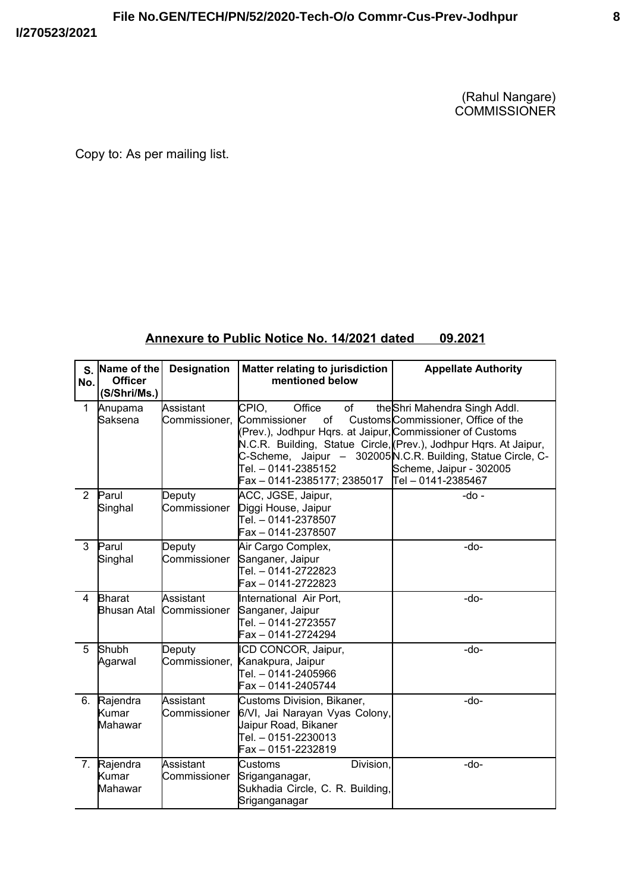(Rahul Nangare)
COMMISSIONER

Copy to: As per mailing list.

**Annexure to Public Notice No. 14/2021 dated 09.2021**

| S. No. | Name of the Officer (S/Shri/Ms.) | Designation | Matter relating to jurisdiction mentioned below | Appellate Authority |
|---|---|---|---|---|
| 1 | Anupama Saksena | Assistant Commissioner, | CPIO, Office of the Commissioner of Customs (Prev.), Jodhpur Hqrs. at Jaipur, N.C.R. Building, Statue Circle, C-Scheme, Jaipur – 302005 Tel. – 0141-2385152 Fax – 0141-2385177; 2385017 | Shri Mahendra Singh Addl. Commissioner, Office of the Commissioner of Customs (Prev.), Jodhpur Hqrs. At Jaipur, N.C.R. Building, Statue Circle, C-Scheme, Jaipur - 302005 Tel – 0141-2385467 |
| 2 | Parul Singhal | Deputy Commissioner | ACC, JGSE, Jaipur, Diggi House, Jaipur Tel. – 0141-2378507 Fax – 0141-2378507 | -do - |
| 3 | Parul Singhal | Deputy Commissioner | Air Cargo Complex, Sanganer, Jaipur Tel. – 0141-2722823 Fax – 0141-2722823 | -do- |
| 4 | Bharat Bhusan Atal | Assistant Commissioner | International Air Port, Sanganer, Jaipur Tel. – 0141-2723557 Fax – 0141-2724294 | -do- |
| 5 | Shubh Agarwal | Deputy Commissioner, | ICD CONCOR, Jaipur, Kanakpura, Jaipur Tel. – 0141-2405966 Fax – 0141-2405744 | -do- |
| 6. | Rajendra Kumar Mahawar | Assistant Commissioner | Customs Division, Bikaner, 6/VI, Jai Narayan Vyas Colony, Jaipur Road, Bikaner Tel. – 0151-2230013 Fax – 0151-2232819 | -do- |
| 7. | Rajendra Kumar Mahawar | Assistant Commissioner | Customs Division, Sriganganagar, Sukhadia Circle, C. R. Building, Sriganganagar | -do- |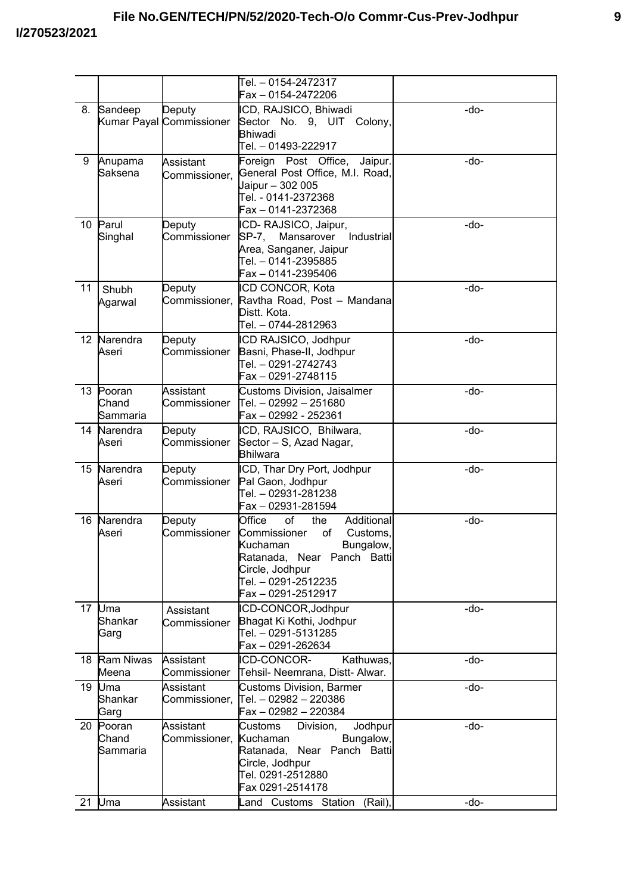| | | | | |
|---|---|---|---|---|
| | | | Tel. – 0154-2472317 Fax – 0154-2472206 | |
| 8. | Sandeep Kumar Payal | Deputy Commissioner | ICD, RAJSICO, Bhiwadi Sector No. 9, UIT Colony, Bhiwadi Tel. – 01493-222917 | -do- |
| 9 | Anupama Saksena | Assistant Commissioner, | Foreign Post Office, Jaipur. General Post Office, M.I. Road, Jaipur – 302 005 Tel. - 0141-2372368 Fax – 0141-2372368 | -do- |
| 10 | Parul Singhal | Deputy Commissioner | ICD- RAJSICO, Jaipur, SP-7, Mansarover Industrial Area, Sanganer, Jaipur Tel. – 0141-2395885 Fax – 0141-2395406 | -do- |
| 11 | Shubh Agarwal | Deputy Commissioner, | ICD CONCOR, Kota Ravtha Road, Post – Mandana Distt. Kota. Tel. – 0744-2812963 | -do- |
| 12 | Narendra Aseri | Deputy Commissioner | ICD RAJSICO, Jodhpur Basni, Phase-II, Jodhpur Tel. – 0291-2742743 Fax – 0291-2748115 | -do- |
| 13 | Pooran Chand Sammaria | Assistant Commissioner | Customs Division, Jaisalmer Tel. – 02992 – 251680 Fax – 02992 - 252361 | -do- |
| 14 | Narendra Aseri | Deputy Commissioner | ICD, RAJSICO, Bhilwara, Sector – S, Azad Nagar, Bhilwara | -do- |
| 15 | Narendra Aseri | Deputy Commissioner | ICD, Thar Dry Port, Jodhpur Pal Gaon, Jodhpur Tel. – 02931-281238 Fax – 02931-281594 | -do- |
| 16 | Narendra Aseri | Deputy Commissioner | Office of the Additional Commissioner of Customs, Kuchaman Bungalow, Ratanada, Near Panch Batti Circle, Jodhpur Tel. – 0291-2512235 Fax – 0291-2512917 | -do- |
| 17 | Uma Shankar Garg | Assistant Commissioner | ICD-CONCOR,Jodhpur Bhagat Ki Kothi, Jodhpur Tel. – 0291-5131285 Fax – 0291-262634 | -do- |
| 18 | Ram Niwas Meena | Assistant Commissioner | ICD-CONCOR- Kathuwas, Tehsil- Neemrana, Distt- Alwar. | -do- |
| 19 | Uma Shankar Garg | Assistant Commissioner, | Customs Division, Barmer Tel. – 02982 – 220386 Fax – 02982 – 220384 | -do- |
| 20 | Pooran Chand Sammaria | Assistant Commissioner, | Customs Division, Jodhpur Kuchaman Bungalow, Ratanada, Near Panch Batti Circle, Jodhpur Tel. 0291-2512880 Fax 0291-2514178 | -do- |
| 21 | Uma | Assistant | Land Customs Station (Rail), | -do- |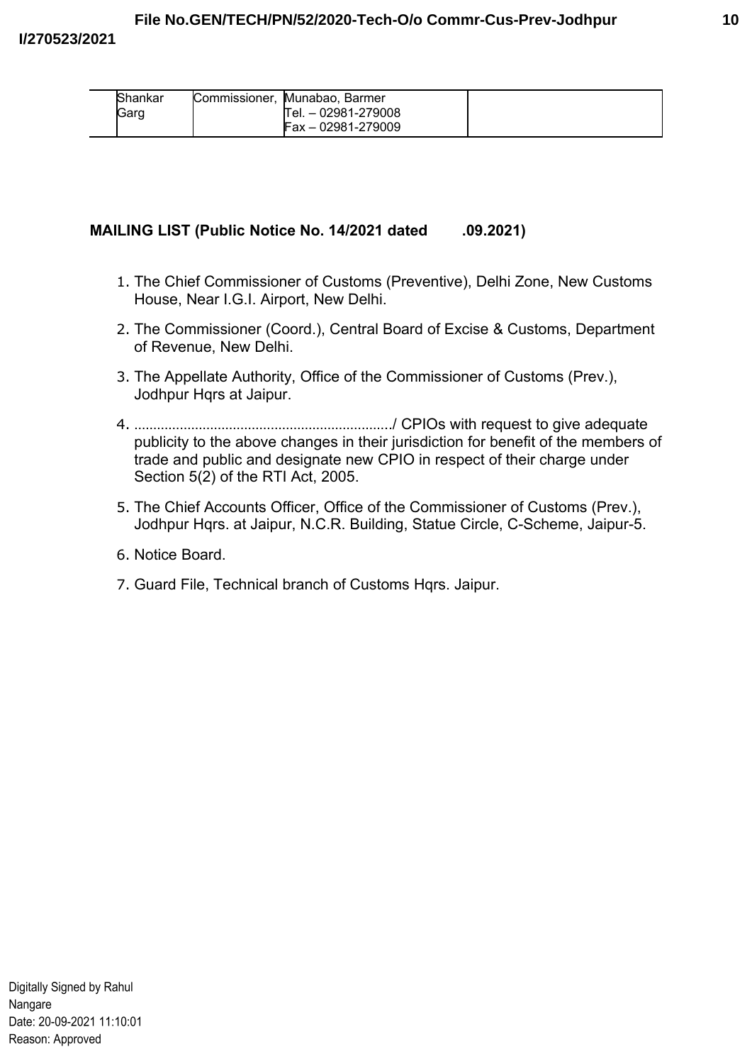| | | | | |
|---|---|---|---|---|
| | Shankar Garg | Commissioner, | Munabao, Barmer<br>Tel. – 02981-279008<br>Fax – 02981-279009 | |

**MAILING LIST (Public Notice No. 14/2021 dated .09.2021)**

1. The Chief Commissioner of Customs (Preventive), Delhi Zone, New Customs House, Near I.G.I. Airport, New Delhi.
2. The Commissioner (Coord.), Central Board of Excise & Customs, Department of Revenue, New Delhi.
3. The Appellate Authority, Office of the Commissioner of Customs (Prev.), Jodhpur Hqrs at Jaipur.
4. ................................................................../ CPIOs with request to give adequate publicity to the above changes in their jurisdiction for benefit of the members of trade and public and designate new CPIO in respect of their charge under Section 5(2) of the RTI Act, 2005.
5. The Chief Accounts Officer, Office of the Commissioner of Customs (Prev.), Jodhpur Hqrs. at Jaipur, N.C.R. Building, Statue Circle, C-Scheme, Jaipur-5.
6. Notice Board.
7. Guard File, Technical branch of Customs Hqrs. Jaipur.

Digitally Signed by Rahul Nangare
Date: 20-09-2021 11:10:01
Reason: Approved